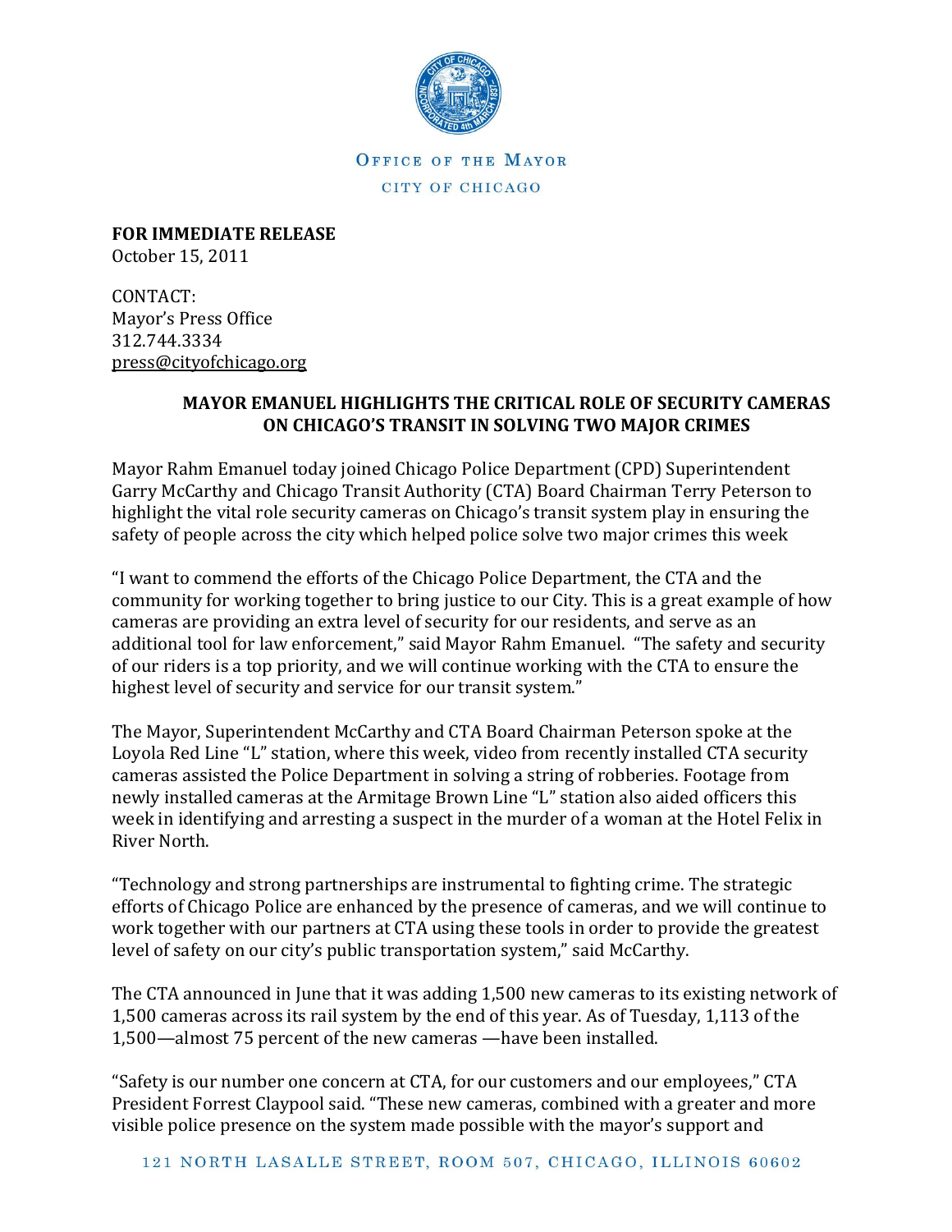OFFICE OF THE MAYOR

CITY OF CHICAGO

**FOR IMMEDIATE RELEASE**
October 15, 2011

CONTACT:
Mayor's Press Office
312.744.3334
press@cityofchicago.org

**MAYOR EMANUEL HIGHLIGHTS THE CRITICAL ROLE OF SECURITY CAMERAS ON CHICAGO'S TRANSIT IN SOLVING TWO MAJOR CRIMES**

Mayor Rahm Emanuel today joined Chicago Police Department (CPD) Superintendent Garry McCarthy and Chicago Transit Authority (CTA) Board Chairman Terry Peterson to highlight the vital role security cameras on Chicago's transit system play in ensuring the safety of people across the city which helped police solve two major crimes this week

"I want to commend the efforts of the Chicago Police Department, the CTA and the community for working together to bring justice to our City. This is a great example of how cameras are providing an extra level of security for our residents, and serve as an additional tool for law enforcement," said Mayor Rahm Emanuel. "The safety and security of our riders is a top priority, and we will continue working with the CTA to ensure the highest level of security and service for our transit system."

The Mayor, Superintendent McCarthy and CTA Board Chairman Peterson spoke at the Loyola Red Line "L" station, where this week, video from recently installed CTA security cameras assisted the Police Department in solving a string of robberies. Footage from newly installed cameras at the Armitage Brown Line "L" station also aided officers this week in identifying and arresting a suspect in the murder of a woman at the Hotel Felix in River North.

"Technology and strong partnerships are instrumental to fighting crime. The strategic efforts of Chicago Police are enhanced by the presence of cameras, and we will continue to work together with our partners at CTA using these tools in order to provide the greatest level of safety on our city's public transportation system," said McCarthy.

The CTA announced in June that it was adding 1,500 new cameras to its existing network of 1,500 cameras across its rail system by the end of this year. As of Tuesday, 1,113 of the 1,500—almost 75 percent of the new cameras —have been installed.

"Safety is our number one concern at CTA, for our customers and our employees," CTA President Forrest Claypool said. "These new cameras, combined with a greater and more visible police presence on the system made possible with the mayor's support and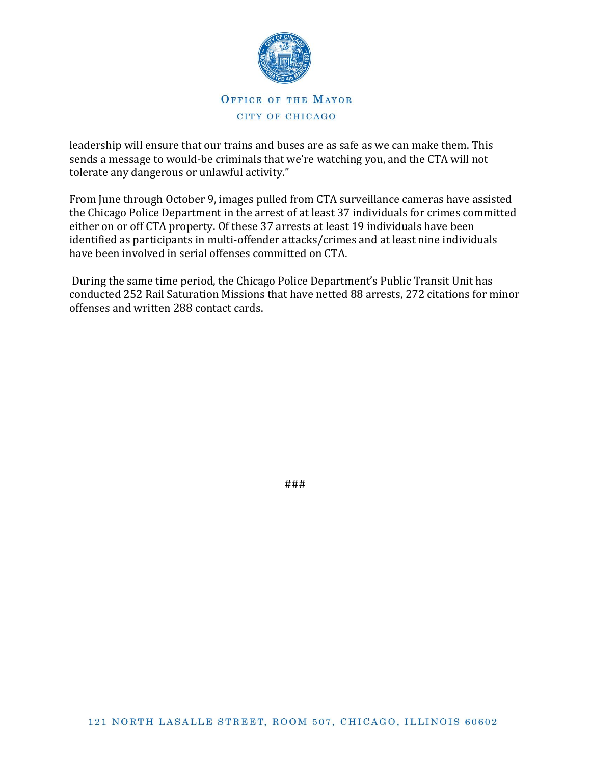leadership will ensure that our trains and buses are as safe as we can make them. This sends a message to would-be criminals that we're watching you, and the CTA will not tolerate any dangerous or unlawful activity."

From June through October 9, images pulled from CTA surveillance cameras have assisted the Chicago Police Department in the arrest of at least 37 individuals for crimes committed either on or off CTA property. Of these 37 arrests at least 19 individuals have been identified as participants in multi-offender attacks/crimes and at least nine individuals have been involved in serial offenses committed on CTA.

During the same time period, the Chicago Police Department's Public Transit Unit has conducted 252 Rail Saturation Missions that have netted 88 arrests, 272 citations for minor offenses and written 288 contact cards.

###